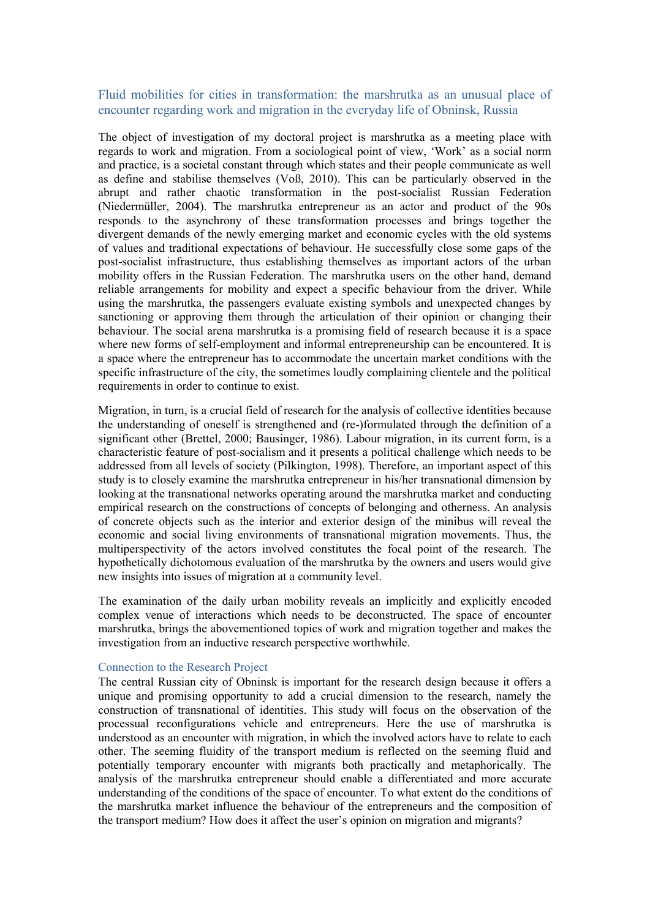## Fluid mobilities for cities in transformation: the marshrutka as an unusual place of encounter regarding work and migration in the everyday life of Obninsk, Russia

The object of investigation of my doctoral project is marshrutka as a meeting place with regards to work and migration. From a sociological point of view, 'Work' as a social norm and practice, is a societal constant through which states and their people communicate as well as define and stabilise themselves (Voß, 2010). This can be particularly observed in the abrupt and rather chaotic transformation in the post-socialist Russian Federation (Niedermüller, 2004). The marshrutka entrepreneur as an actor and product of the 90s responds to the asynchrony of these transformation processes and brings together the divergent demands of the newly emerging market and economic cycles with the old systems of values and traditional expectations of behaviour. He successfully close some gaps of the post-socialist infrastructure, thus establishing themselves as important actors of the urban mobility offers in the Russian Federation. The marshrutka users on the other hand, demand reliable arrangements for mobility and expect a specific behaviour from the driver. While using the marshrutka, the passengers evaluate existing symbols and unexpected changes by sanctioning or approving them through the articulation of their opinion or changing their behaviour. The social arena marshrutka is a promising field of research because it is a space where new forms of self-employment and informal entrepreneurship can be encountered. It is a space where the entrepreneur has to accommodate the uncertain market conditions with the specific infrastructure of the city, the sometimes loudly complaining clientele and the political requirements in order to continue to exist.

Migration, in turn, is a crucial field of research for the analysis of collective identities because the understanding of oneself is strengthened and (re-)formulated through the definition of a significant other (Brettel, 2000; Bausinger, 1986). Labour migration, in its current form, is a characteristic feature of post-socialism and it presents a political challenge which needs to be addressed from all levels of society (Pilkington, 1998). Therefore, an important aspect of this study is to closely examine the marshrutka entrepreneur in his/her transnational dimension by looking at the transnational networks operating around the marshrutka market and conducting empirical research on the constructions of concepts of belonging and otherness. An analysis of concrete objects such as the interior and exterior design of the minibus will reveal the economic and social living environments of transnational migration movements. Thus, the multiperspectivity of the actors involved constitutes the focal point of the research. The hypothetically dichotomous evaluation of the marshrutka by the owners and users would give new insights into issues of migration at a community level.

The examination of the daily urban mobility reveals an implicitly and explicitly encoded complex venue of interactions which needs to be deconstructed. The space of encounter marshrutka, brings the abovementioned topics of work and migration together and makes the investigation from an inductive research perspective worthwhile.

### Connection to the Research Project

The central Russian city of Obninsk is important for the research design because it offers a unique and promising opportunity to add a crucial dimension to the research, namely the construction of transnational of identities. This study will focus on the observation of the processual reconfigurations vehicle and entrepreneurs. Here the use of marshrutka is understood as an encounter with migration, in which the involved actors have to relate to each other. The seeming fluidity of the transport medium is reflected on the seeming fluid and potentially temporary encounter with migrants both practically and metaphorically. The analysis of the marshrutka entrepreneur should enable a differentiated and more accurate understanding of the conditions of the space of encounter. To what extent do the conditions of the marshrutka market influence the behaviour of the entrepreneurs and the composition of the transport medium? How does it affect the user's opinion on migration and migrants?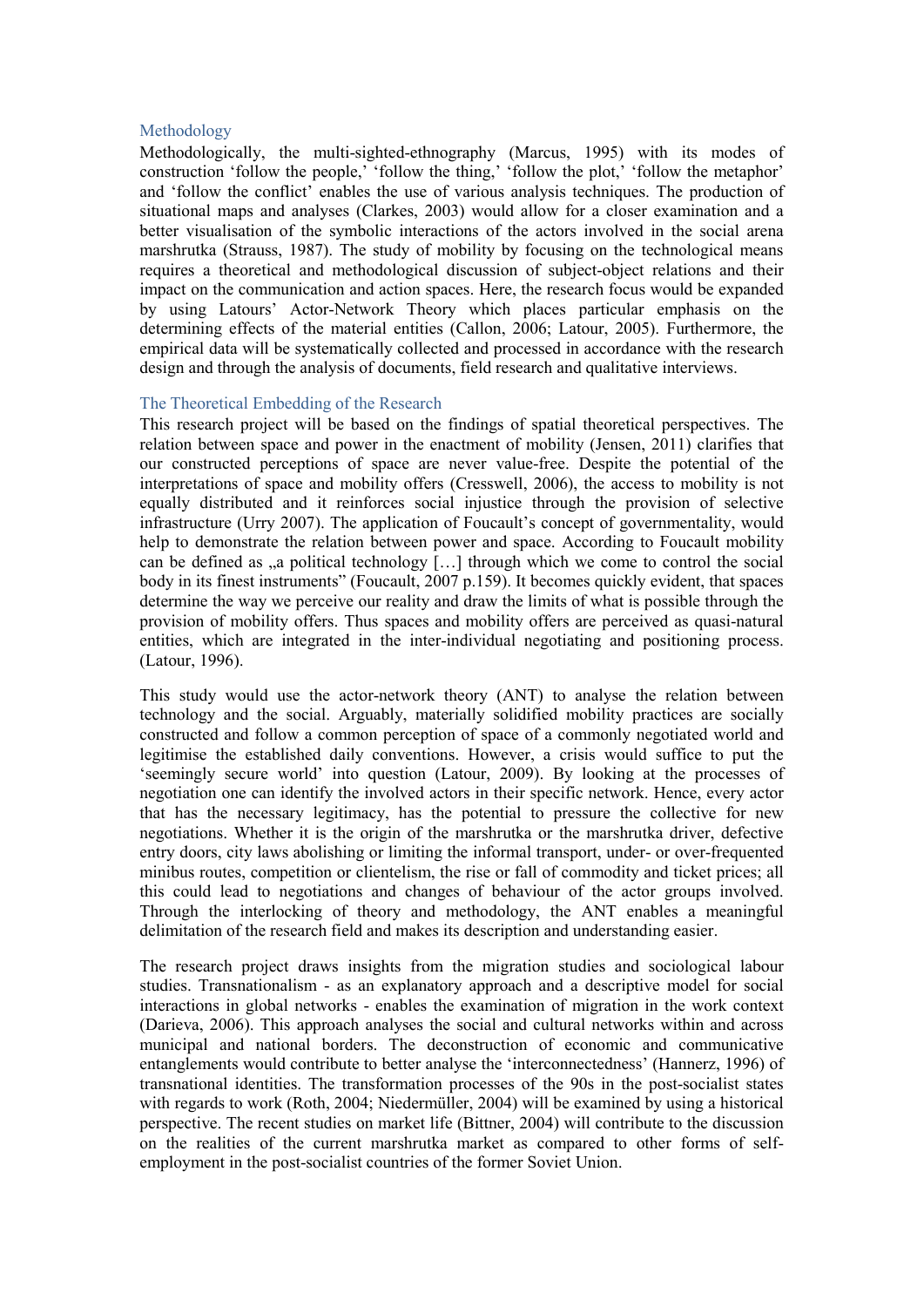## Methodology

Methodologically, the multi-sighted-ethnography (Marcus, 1995) with its modes of construction 'follow the people,' 'follow the thing,' 'follow the plot,' 'follow the metaphor' and 'follow the conflict' enables the use of various analysis techniques. The production of situational maps and analyses (Clarkes, 2003) would allow for a closer examination and a better visualisation of the symbolic interactions of the actors involved in the social arena marshrutka (Strauss, 1987). The study of mobility by focusing on the technological means requires a theoretical and methodological discussion of subject-object relations and their impact on the communication and action spaces. Here, the research focus would be expanded by using Latours' Actor-Network Theory which places particular emphasis on the determining effects of the material entities (Callon, 2006; Latour, 2005). Furthermore, the empirical data will be systematically collected and processed in accordance with the research design and through the analysis of documents, field research and qualitative interviews.

## The Theoretical Embedding of the Research

This research project will be based on the findings of spatial theoretical perspectives. The relation between space and power in the enactment of mobility (Jensen, 2011) clarifies that our constructed perceptions of space are never value-free. Despite the potential of the interpretations of space and mobility offers (Cresswell, 2006), the access to mobility is not equally distributed and it reinforces social injustice through the provision of selective infrastructure (Urry 2007). The application of Foucault's concept of governmentality, would help to demonstrate the relation between power and space. According to Foucault mobility can be defined as „a political technology […] through which we come to control the social body in its finest instruments" (Foucault, 2007 p.159). It becomes quickly evident, that spaces determine the way we perceive our reality and draw the limits of what is possible through the provision of mobility offers. Thus spaces and mobility offers are perceived as quasi-natural entities, which are integrated in the inter-individual negotiating and positioning process. (Latour, 1996).

This study would use the actor-network theory (ANT) to analyse the relation between technology and the social. Arguably, materially solidified mobility practices are socially constructed and follow a common perception of space of a commonly negotiated world and legitimise the established daily conventions. However, a crisis would suffice to put the 'seemingly secure world' into question (Latour, 2009). By looking at the processes of negotiation one can identify the involved actors in their specific network. Hence, every actor that has the necessary legitimacy, has the potential to pressure the collective for new negotiations. Whether it is the origin of the marshrutka or the marshrutka driver, defective entry doors, city laws abolishing or limiting the informal transport, under- or over-frequented minibus routes, competition or clientelism, the rise or fall of commodity and ticket prices; all this could lead to negotiations and changes of behaviour of the actor groups involved. Through the interlocking of theory and methodology, the ANT enables a meaningful delimitation of the research field and makes its description and understanding easier.

The research project draws insights from the migration studies and sociological labour studies. Transnationalism - as an explanatory approach and a descriptive model for social interactions in global networks - enables the examination of migration in the work context (Darieva, 2006). This approach analyses the social and cultural networks within and across municipal and national borders. The deconstruction of economic and communicative entanglements would contribute to better analyse the 'interconnectedness' (Hannerz, 1996) of transnational identities. The transformation processes of the 90s in the post-socialist states with regards to work (Roth, 2004; Niedermüller, 2004) will be examined by using a historical perspective. The recent studies on market life (Bittner, 2004) will contribute to the discussion on the realities of the current marshrutka market as compared to other forms of self-employment in the post-socialist countries of the former Soviet Union.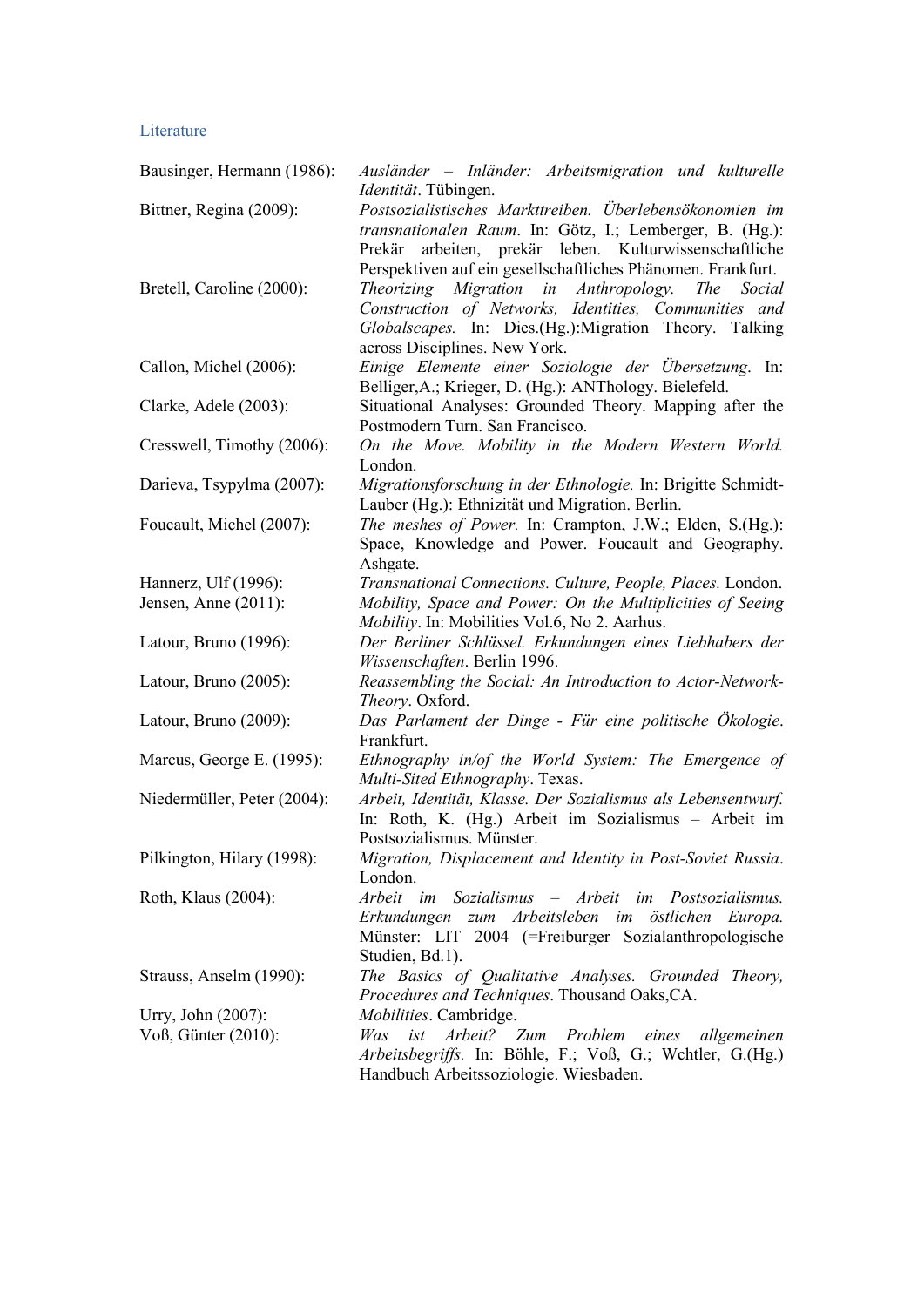## Literature

Bausinger, Hermann (1986): *Ausländer – Inländer: Arbeitsmigration und kulturelle Identität*. Tübingen.

Bittner, Regina (2009): *Postsozialistisches Markttreiben. Überlebensökonomien im transnationalen Raum*. In: Götz, I.; Lemberger, B. (Hg.): Prekär arbeiten, prekär leben. Kulturwissenschaftliche Perspektiven auf ein gesellschaftliches Phänomen. Frankfurt.

Bretell, Caroline (2000): *Theorizing Migration in Anthropology. The Social Construction of Networks, Identities, Communities and Globalscapes.* In: Dies.(Hg.):Migration Theory. Talking across Disciplines. New York.

Callon, Michel (2006): *Einige Elemente einer Soziologie der Übersetzung*. In: Belliger,A.; Krieger, D. (Hg.): ANThology. Bielefeld.

Clarke, Adele (2003): Situational Analyses: Grounded Theory. Mapping after the Postmodern Turn. San Francisco.

Cresswell, Timothy (2006): *On the Move. Mobility in the Modern Western World.* London.

Darieva, Tsypylma (2007): *Migrationsforschung in der Ethnologie.* In: Brigitte Schmidt-Lauber (Hg.): Ethnizität und Migration. Berlin.

Foucault, Michel (2007): *The meshes of Power.* In: Crampton, J.W.; Elden, S.(Hg.): Space, Knowledge and Power. Foucault and Geography. Ashgate.

Hannerz, Ulf (1996): *Transnational Connections. Culture, People, Places.* London.

Jensen, Anne (2011): *Mobility, Space and Power: On the Multiplicities of Seeing Mobility*. In: Mobilities Vol.6, No 2. Aarhus.

Latour, Bruno (1996): *Der Berliner Schlüssel. Erkundungen eines Liebhabers der Wissenschaften*. Berlin 1996.

Latour, Bruno (2005): *Reassembling the Social: An Introduction to Actor-Network-Theory*. Oxford.

Latour, Bruno (2009): *Das Parlament der Dinge - Für eine politische Ökologie*. Frankfurt.

Marcus, George E. (1995): *Ethnography in/of the World System: The Emergence of Multi-Sited Ethnography*. Texas.

Niedermüller, Peter (2004): *Arbeit, Identität, Klasse. Der Sozialismus als Lebensentwurf.* In: Roth, K. (Hg.) Arbeit im Sozialismus – Arbeit im Postsozialismus. Münster.

Pilkington, Hilary (1998): *Migration, Displacement and Identity in Post-Soviet Russia*. London.

Roth, Klaus (2004): *Arbeit im Sozialismus – Arbeit im Postsozialismus. Erkundungen zum Arbeitsleben im östlichen Europa.* Münster: LIT 2004 (=Freiburger Sozialanthropologische Studien, Bd.1).

Strauss, Anselm (1990): *The Basics of Qualitative Analyses. Grounded Theory, Procedures and Techniques*. Thousand Oaks,CA.

Urry, John (2007): *Mobilities*. Cambridge.

Voß, Günter (2010): *Was ist Arbeit? Zum Problem eines allgemeinen Arbeitsbegriffs.* In: Böhle, F.; Voß, G.; Wchtler, G.(Hg.) Handbuch Arbeitssoziologie. Wiesbaden.